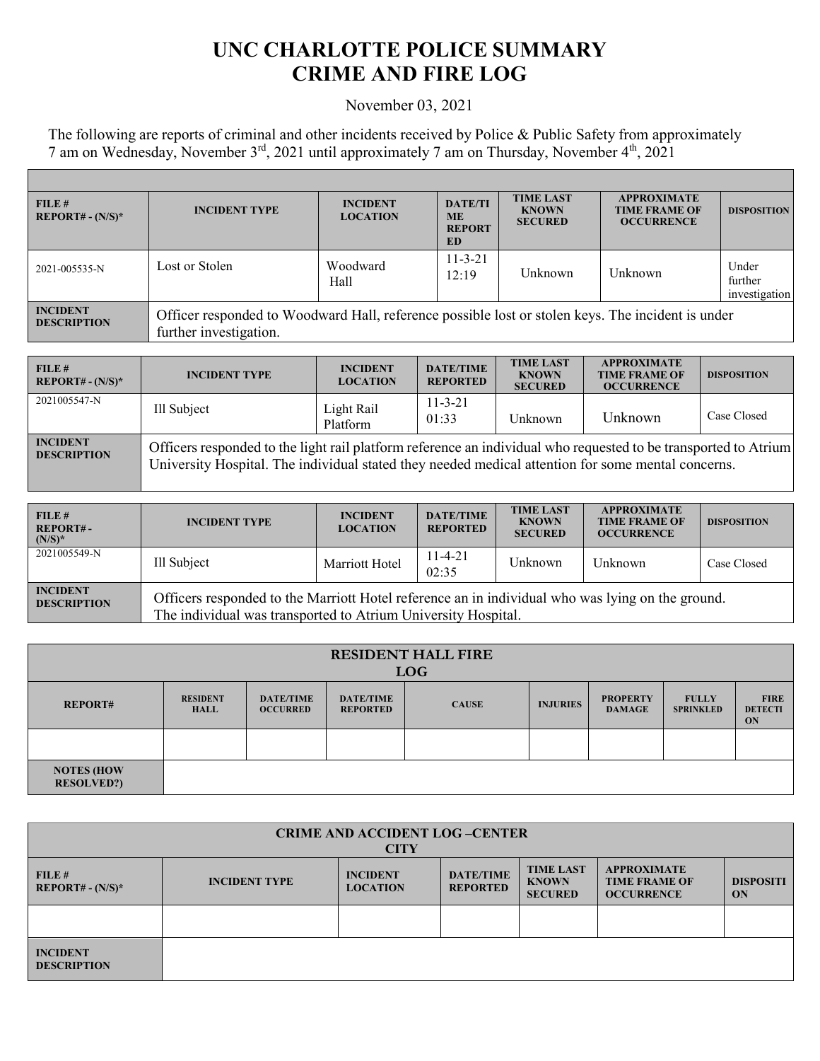# UNC CHARLOTTE POLICE SUMMARY
# CRIME AND FIRE LOG

November 03, 2021

The following are reports of criminal and other incidents received by Police & Public Safety from approximately 7 am on Wednesday, November 3rd, 2021 until approximately 7 am on Thursday, November 4th, 2021

| FILE # REPORT# - (N/S)* | INCIDENT TYPE | INCIDENT LOCATION | DATE/TIME REPORTED | TIME LAST KNOWN SECURED | APPROXIMATE TIME FRAME OF OCCURRENCE | DISPOSITION |
|---|---|---|---|---|---|---|
| 2021-005535-N | Lost or Stolen | Woodward Hall | 11-3-21 12:19 | Unknown | Unknown | Under further investigation |
| **INCIDENT DESCRIPTION** | Officer responded to Woodward Hall, reference possible lost or stolen keys. The incident is under further investigation. | | | | | |

| FILE # REPORT# - (N/S)* | INCIDENT TYPE | INCIDENT LOCATION | DATE/TIME REPORTED | TIME LAST KNOWN SECURED | APPROXIMATE TIME FRAME OF OCCURRENCE | DISPOSITION |
|---|---|---|---|---|---|---|
| 2021005547-N | Ill Subject | Light Rail Platform | 11-3-21 01:33 | Unknown | Unknown | Case Closed |
| **INCIDENT DESCRIPTION** | Officers responded to the light rail platform reference an individual who requested to be transported to Atrium University Hospital. The individual stated they needed medical attention for some mental concerns. | | | | | |

| FILE # REPORT# - (N/S)* | INCIDENT TYPE | INCIDENT LOCATION | DATE/TIME REPORTED | TIME LAST KNOWN SECURED | APPROXIMATE TIME FRAME OF OCCURRENCE | DISPOSITION |
|---|---|---|---|---|---|---|
| 2021005549-N | Ill Subject | Marriott Hotel | 11-4-21 02:35 | Unknown | Unknown | Case Closed |
| **INCIDENT DESCRIPTION** | Officers responded to the Marriott Hotel reference an in individual who was lying on the ground. The individual was transported to Atrium University Hospital. | | | | | |

| RESIDENT HALL FIRE LOG | | | | | | | | |
|---|---|---|---|---|---|---|---|---|
| **REPORT#** | **RESIDENT HALL** | **DATE/TIME OCCURRED** | **DATE/TIME REPORTED** | **CAUSE** | **INJURIES** | **PROPERTY DAMAGE** | **FULLY SPRINKLED** | **FIRE DETECTION** |
| | | | | | | | | |
| **NOTES (HOW RESOLVED?)** | | | | | | | | |

| CRIME AND ACCIDENT LOG –CENTER CITY | | | | | | |
|---|---|---|---|---|---|---|
| **FILE # REPORT# - (N/S)*** | **INCIDENT TYPE** | **INCIDENT LOCATION** | **DATE/TIME REPORTED** | **TIME LAST KNOWN SECURED** | **APPROXIMATE TIME FRAME OF OCCURRENCE** | **DISPOSITION** |
| | | | | | | |
| **INCIDENT DESCRIPTION** | | | | | | |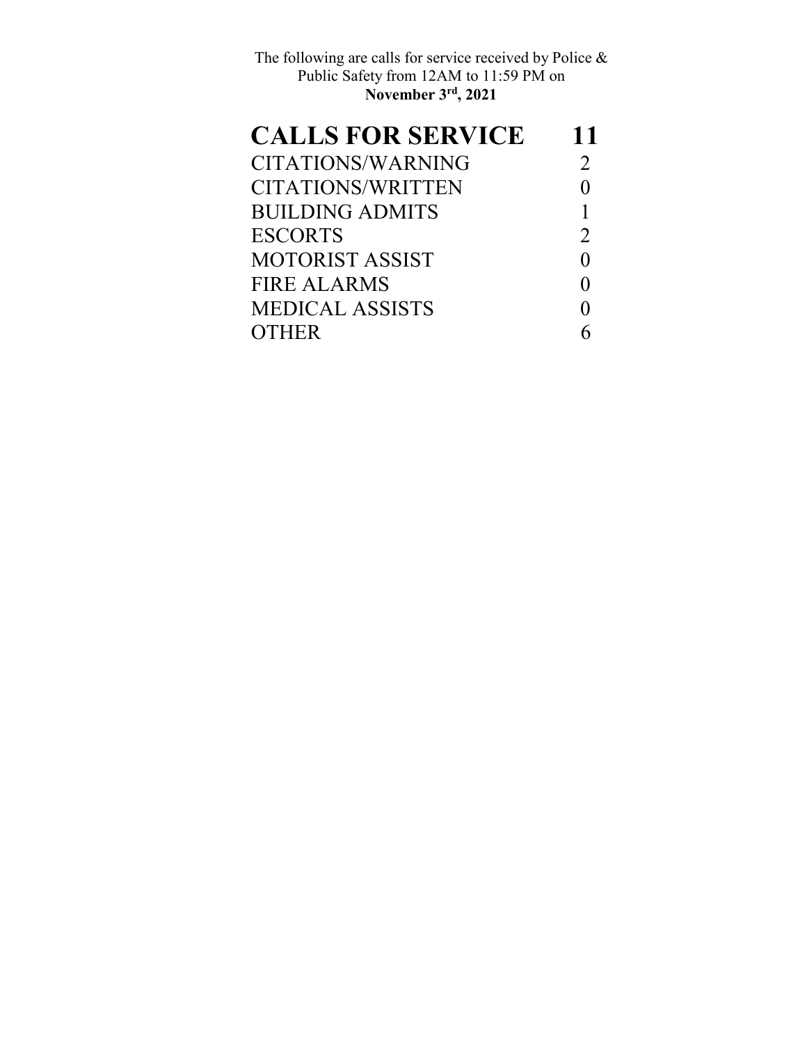The following are calls for service received by Police & Public Safety from 12AM to 11:59 PM on
**November 3rd, 2021**

| | |
|---|---|
| **CALLS FOR SERVICE** | **11** |
| CITATIONS/WARNING | 2 |
| CITATIONS/WRITTEN | 0 |
| BUILDING ADMITS | 1 |
| ESCORTS | 2 |
| MOTORIST ASSIST | 0 |
| FIRE ALARMS | 0 |
| MEDICAL ASSISTS | 0 |
| OTHER | 6 |